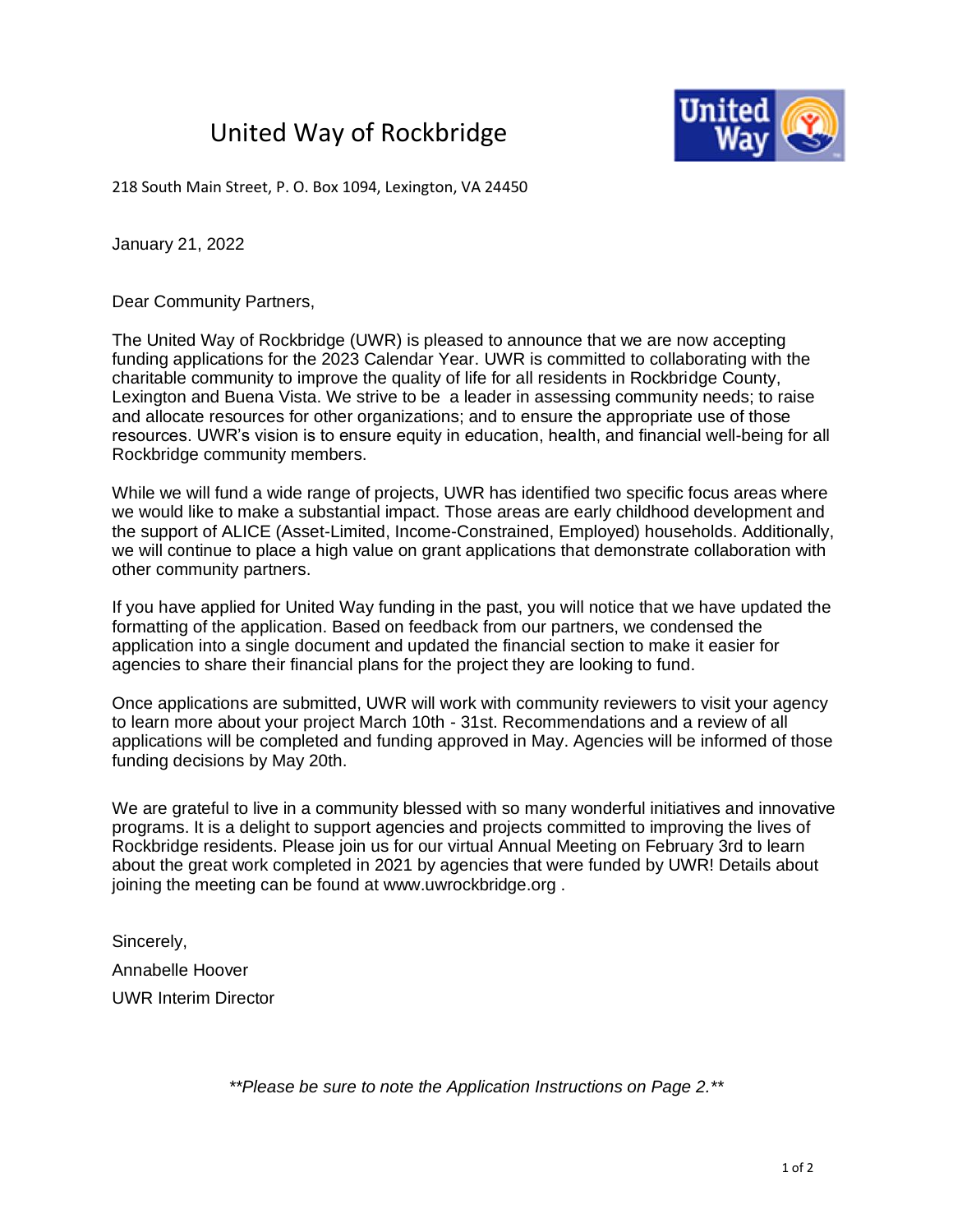# United Way of Rockbridge

218 South Main Street, P. O. Box 1094, Lexington, VA 24450

January 21, 2022

Dear Community Partners,

The United Way of Rockbridge (UWR) is pleased to announce that we are now accepting funding applications for the 2023 Calendar Year. UWR is committed to collaborating with the charitable community to improve the quality of life for all residents in Rockbridge County, Lexington and Buena Vista. We strive to be a leader in assessing community needs; to raise and allocate resources for other organizations; and to ensure the appropriate use of those resources. UWR's vision is to ensure equity in education, health, and financial well-being for all Rockbridge community members.

While we will fund a wide range of projects, UWR has identified two specific focus areas where we would like to make a substantial impact. Those areas are early childhood development and the support of ALICE (Asset-Limited, Income-Constrained, Employed) households. Additionally, we will continue to place a high value on grant applications that demonstrate collaboration with other community partners.

If you have applied for United Way funding in the past, you will notice that we have updated the formatting of the application. Based on feedback from our partners, we condensed the application into a single document and updated the financial section to make it easier for agencies to share their financial plans for the project they are looking to fund.

Once applications are submitted, UWR will work with community reviewers to visit your agency to learn more about your project March 10th - 31st. Recommendations and a review of all applications will be completed and funding approved in May. Agencies will be informed of those funding decisions by May 20th.

We are grateful to live in a community blessed with so many wonderful initiatives and innovative programs. It is a delight to support agencies and projects committed to improving the lives of Rockbridge residents. Please join us for our virtual Annual Meeting on February 3rd to learn about the great work completed in 2021 by agencies that were funded by UWR! Details about joining the meeting can be found at www.uwrockbridge.org .

Sincerely,

Annabelle Hoover

UWR Interim Director

*\*\*Please be sure to note the Application Instructions on Page 2.\*\**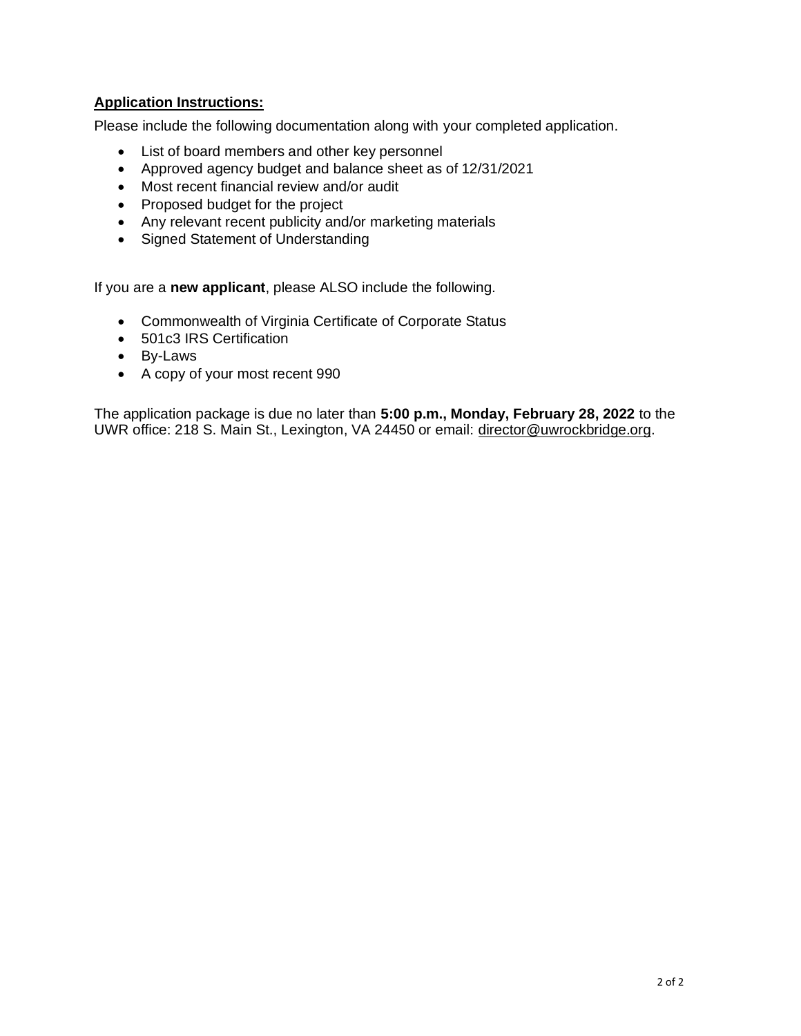**Application Instructions:**

Please include the following documentation along with your completed application.

- List of board members and other key personnel
- Approved agency budget and balance sheet as of 12/31/2021
- Most recent financial review and/or audit
- Proposed budget for the project
- Any relevant recent publicity and/or marketing materials
- Signed Statement of Understanding

If you are a **new applicant**, please ALSO include the following.

- Commonwealth of Virginia Certificate of Corporate Status
- 501c3 IRS Certification
- By-Laws
- A copy of your most recent 990

The application package is due no later than **5:00 p.m., Monday, February 28, 2022** to the UWR office: 218 S. Main St., Lexington, VA 24450 or email: director@uwrockbridge.org.